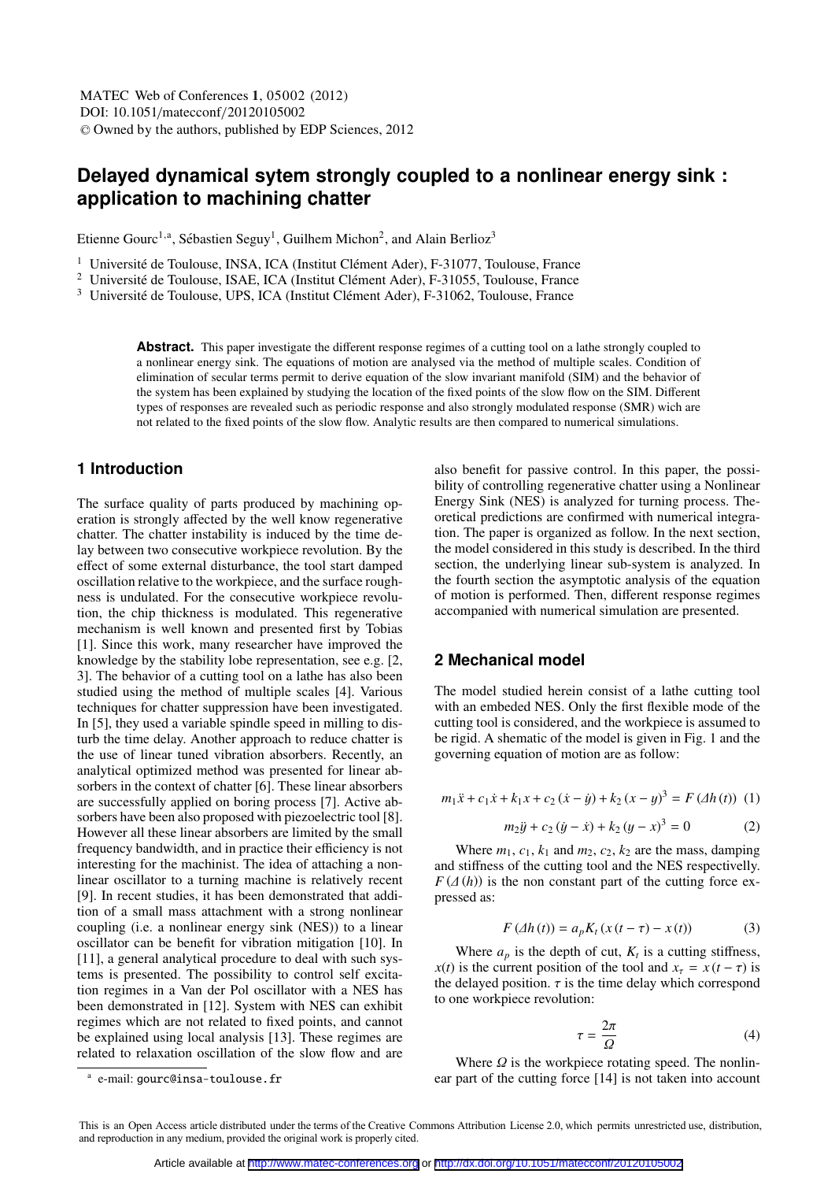MATEC Web of Conferences **1**, 05002 (2012)
DOI: 10.1051/matecconf/20120105002
© Owned by the authors, published by EDP Sciences, 2012

# Delayed dynamical sytem strongly coupled to a nonlinear energy sink : application to machining chatter

Etienne Gourc[1,a], Sébastien Seguy[1], Guilhem Michon[2], and Alain Berlioz[3]

[1] Université de Toulouse, INSA, ICA (Institut Clément Ader), F-31077, Toulouse, France
[2] Université de Toulouse, ISAE, ICA (Institut Clément Ader), F-31055, Toulouse, France
[3] Université de Toulouse, UPS, ICA (Institut Clément Ader), F-31062, Toulouse, France

**Abstract.** This paper investigate the different response regimes of a cutting tool on a lathe strongly coupled to a nonlinear energy sink. The equations of motion are analysed via the method of multiple scales. Condition of elimination of secular terms permit to derive equation of the slow invariant manifold (SIM) and the behavior of the system has been explained by studying the location of the fixed points of the slow flow on the SIM. Different types of responses are revealed such as periodic response and also strongly modulated response (SMR) wich are not related to the fixed points of the slow flow. Analytic results are then compared to numerical simulations.

## 1 Introduction

The surface quality of parts produced by machining operation is strongly affected by the well know regenerative chatter. The chatter instability is induced by the time delay between two consecutive workpiece revolution. By the effect of some external disturbance, the tool start damped oscillation relative to the workpiece, and the surface roughness is undulated. For the consecutive workpiece revolution, the chip thickness is modulated. This regenerative mechanism is well known and presented first by Tobias [1]. Since this work, many researcher have improved the knowledge by the stability lobe representation, see e.g. [2, 3]. The behavior of a cutting tool on a lathe has also been studied using the method of multiple scales [4]. Various techniques for chatter suppression have been investigated. In [5], they used a variable spindle speed in milling to disturb the time delay. Another approach to reduce chatter is the use of linear tuned vibration absorbers. Recently, an analytical optimized method was presented for linear absorbers in the context of chatter [6]. These linear absorbers are successfully applied on boring process [7]. Active absorbers have been also proposed with piezoelectric tool [8]. However all these linear absorbers are limited by the small frequency bandwidth, and in practice their efficiency is not interesting for the machinist. The idea of attaching a nonlinear oscillator to a turning machine is relatively recent [9]. In recent studies, it has been demonstrated that addition of a small mass attachment with a strong nonlinear coupling (i.e. a nonlinear energy sink (NES)) to a linear oscillator can be benefit for vibration mitigation [10]. In [11], a general analytical procedure to deal with such systems is presented. The possibility to control self excitation regimes in a Van der Pol oscillator with a NES has been demonstrated in [12]. System with NES can exhibit regimes which are not related to fixed points, and cannot be explained using local analysis [13]. These regimes are related to relaxation oscillation of the slow flow and are also benefit for passive control. In this paper, the possibility of controlling regenerative chatter using a Nonlinear Energy Sink (NES) is analyzed for turning process. Theoretical predictions are confirmed with numerical integration. The paper is organized as follow. In the next section, the model considered in this study is described. In the third section, the underlying linear sub-system is analyzed. In the fourth section the asymptotic analysis of the equation of motion is performed. Then, different response regimes accompanied with numerical simulation are presented.

## 2 Mechanical model

The model studied herein consist of a lathe cutting tool with an embeded NES. Only the first flexible mode of the cutting tool is considered, and the workpiece is assumed to be rigid. A shematic of the model is given in Fig. 1 and the governing equation of motion are as follow:

$$m_1\ddot{x} + c_1\dot{x} + k_1 x + c_2(\dot{x} - \dot{y}) + k_2(x - y)^3 = F(\varDelta h(t)) \quad (1)$$

$$m_2\ddot{y} + c_2(\dot{y} - \dot{x}) + k_2(y - x)^3 = 0 \quad (2)$$

Where $m_1$, $c_1$, $k_1$ and $m_2$, $c_2$, $k_2$ are the mass, damping and stiffness of the cutting tool and the NES respectively. $F(\varDelta(h))$ is the non constant part of the cutting force expressed as:

$$F(\varDelta h(t)) = a_p K_t (x(t-\tau) - x(t)) \quad (3)$$

Where $a_p$ is the depth of cut, $K_t$ is a cutting stiffness, $x(t)$ is the current position of the tool and $x_\tau = x(t-\tau)$ is the delayed position. $\tau$ is the time delay which correspond to one workpiece revolution:

$$\tau = \frac{2\pi}{\varOmega} \quad (4)$$

Where $\varOmega$ is the workpiece rotating speed. The nonlinear part of the cutting force [14] is not taken into account

[a] e-mail: gourc@insa-toulouse.fr

This is an Open Access article distributed under the terms of the Creative Commons Attribution License 2.0, which permits unrestricted use, distribution, and reproduction in any medium, provided the original work is properly cited.

Article available at http://www.matec-conferences.org or http://dx.doi.org/10.1051/matecconf/20120105002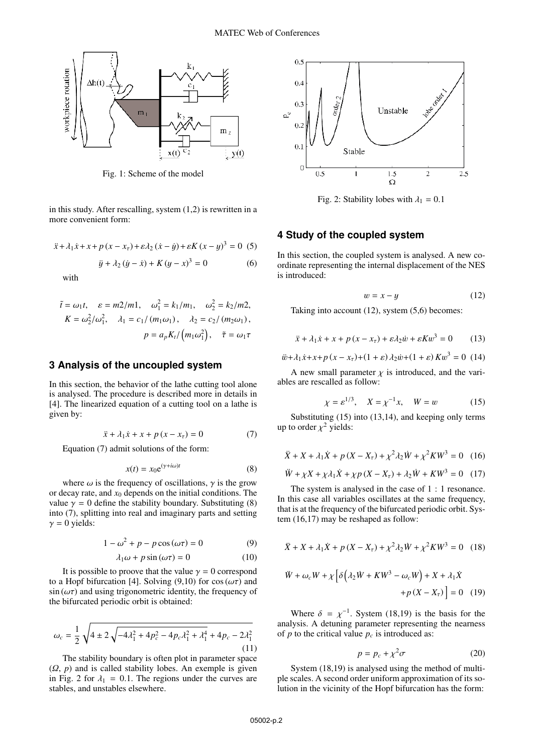Fig. 1: Scheme of the model

in this study. After rescalling, system (1,2) is rewritten in a more convenient form:

$$\ddot{x}+\lambda_1\dot{x}+x+p\left(x-x_\tau\right)+\varepsilon\lambda_2\left(\dot{x}-\dot{y}\right)+\varepsilon K\left(x-y\right)^3=0 \quad (5)$$

$$\ddot{y}+\lambda_2\left(\dot{y}-\dot{x}\right)+K\left(y-x\right)^3=0 \quad (6)$$

with

$$\tilde{t}=\omega_1 t, \quad \varepsilon=m2/m1, \quad \omega_1^2=k_1/m_1, \quad \omega_2^2=k_2/m2,$$
$$K=\omega_2^2/\omega_1^2, \quad \lambda_1=c_1/\left(m_1\omega_1\right), \quad \lambda_2=c_2/\left(m_2\omega_1\right),$$
$$p=a_pK_t/\left(m_1\omega_1^2\right), \quad \tilde{\tau}=\omega_1\tau$$

## 3 Analysis of the uncoupled system

In this section, the behavior of the lathe cutting tool alone is analysed. The procedure is described more in details in [4]. The linearized equation of a cutting tool on a lathe is given by:

$$\ddot{x}+\lambda_1\dot{x}+x+p\left(x-x_\tau\right)=0 \quad (7)$$

Equation (7) admit solutions of the form:

$$x(t)=x_0\mathrm{e}^{(\gamma+i\omega)t} \quad (8)$$

where $\omega$ is the frequency of oscillations, $\gamma$ is the grow or decay rate, and $x_0$ depends on the initial conditions. The value $\gamma=0$ define the stability boundary. Substituting (8) into (7), splitting into real and imaginary parts and setting $\gamma=0$ yields:

$$1-\omega^2+p-p\cos\left(\omega\tau\right)=0 \quad (9)$$

$$\lambda_1\omega+p\sin\left(\omega\tau\right)=0 \quad (10)$$

It is possible to proove that the value $\gamma=0$ correspond to a Hopf bifurcation [4]. Solving (9,10) for $\cos\left(\omega\tau\right)$ and $\sin\left(\omega\tau\right)$ and using trigonometric identity, the frequency of the bifurcated periodic orbit is obtained:

$$\omega_c=\frac{1}{2}\sqrt{4\pm2\sqrt{-4\lambda_1^2+4p_c^2-4p_c\lambda_1^2+\lambda_1^4}+4p_c-2\lambda_1^2} \quad (11)$$

The stability boundary is often plot in parameter space ($\Omega$, $p$) and is called stability lobes. An exemple is given in Fig. 2 for $\lambda_1=0.1$. The regions under the curves are stables, and unstables elsewhere.

Fig. 2: Stability lobes with $\lambda_1=0.1$

## 4 Study of the coupled system

In this section, the coupled system is analysed. A new coordinate representing the internal displacement of the NES is introduced:

$$w=x-y \quad (12)$$

Taking into account (12), system (5,6) becomes:

$$\ddot{x}+\lambda_1\dot{x}+x+p\left(x-x_\tau\right)+\varepsilon\lambda_2\dot{w}+\varepsilon Kw^3=0 \quad (13)$$

$$\ddot{w}+\lambda_1\dot{x}+x+p\left(x-x_\tau\right)+\left(1+\varepsilon\right)\lambda_2\dot{w}+\left(1+\varepsilon\right)Kw^3=0 \quad (14)$$

A new small parameter $\chi$ is introduced, and the variables are rescalled as follow:

$$\chi=\varepsilon^{1/3}, \quad X=\chi^{-1}x, \quad W=w \quad (15)$$

Substituting (15) into (13,14), and keeping only terms up to order $\chi^2$ yields:

$$\ddot{X}+X+\lambda_1\dot{X}+p\left(X-X_\tau\right)+\chi^2\lambda_2\dot{W}+\chi^2KW^3=0 \quad (16)$$

$$\ddot{W}+\chi X+\chi\lambda_1\dot{X}+\chi p\left(X-X_\tau\right)+\lambda_2\dot{W}+KW^3=0 \quad (17)$$

The system is analysed in the case of 1 : 1 resonance. In this case all variables oscillates at the same frequency, that is at the frequency of the bifurcated periodic orbit. System (16,17) may be reshaped as follow:

$$\ddot{X}+X+\lambda_1\dot{X}+p\left(X-X_\tau\right)+\chi^2\lambda_2\dot{W}+\chi^2KW^3=0 \quad (18)$$

$$\ddot{W}+\omega_cW+\chi\left[\delta\left(\lambda_2\dot{W}+KW^3-\omega_cW\right)+X+\lambda_1\dot{X}+p\left(X-X_\tau\right)\right]=0 \quad (19)$$

Where $\delta=\chi^{-1}$. System (18,19) is the basis for the analysis. A detuning parameter representing the nearness of $p$ to the critical value $p_c$ is introduced as:

$$p=p_c+\chi^2\sigma \quad (20)$$

System (18,19) is analysed using the method of multiple scales. A second order uniform approximation of its solution in the vicinity of the Hopf bifurcation has the form: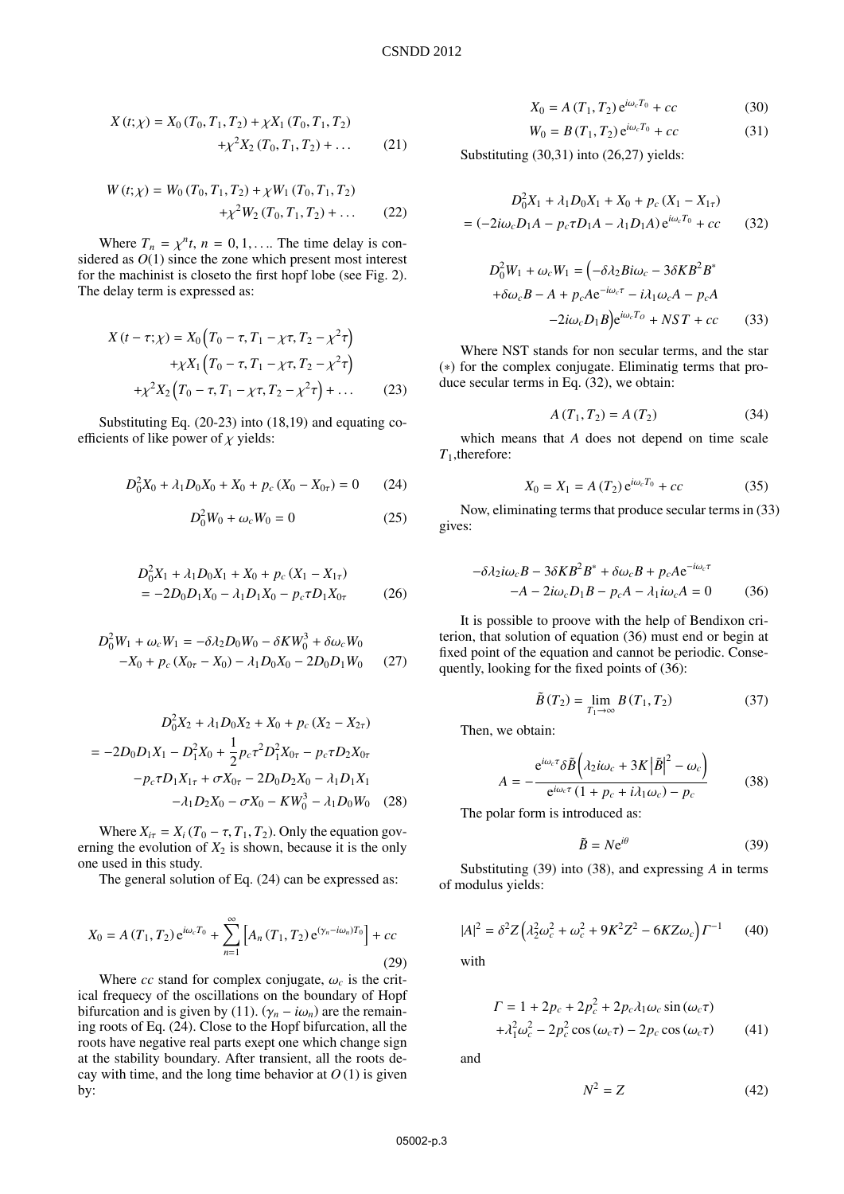$$X(t;\chi) = X_0(T_0,T_1,T_2) + \chi X_1(T_0,T_1,T_2) + \chi^2 X_2(T_0,T_1,T_2) + \ldots \tag{21}$$

$$W(t;\chi) = W_0(T_0,T_1,T_2) + \chi W_1(T_0,T_1,T_2) + \chi^2 W_2(T_0,T_1,T_2) + \ldots \tag{22}$$

Where $T_n = \chi^n t$, $n = 0, 1, \ldots$. The time delay is considered as $O(1)$ since the zone which present most interest for the machinist is closeto the first hopf lobe (see Fig. 2). The delay term is expressed as:

$$\begin{aligned} X(t-\tau;\chi) &= X_0\left(T_0-\tau, T_1-\chi\tau, T_2-\chi^2\tau\right) \\ &+ \chi X_1\left(T_0-\tau, T_1-\chi\tau, T_2-\chi^2\tau\right) \\ &+ \chi^2 X_2\left(T_0-\tau, T_1-\chi\tau, T_2-\chi^2\tau\right) + \ldots \end{aligned} \tag{23}$$

Substituting Eq. (20-23) into (18,19) and equating coefficients of like power of $\chi$ yields:

$$D_0^2 X_0 + \lambda_1 D_0 X_0 + X_0 + p_c(X_0 - X_{0\tau}) = 0 \tag{24}$$

$$D_0^2 W_0 + \omega_c W_0 = 0 \tag{25}$$

$$\begin{aligned} &D_0^2 X_1 + \lambda_1 D_0 X_1 + X_0 + p_c(X_1 - X_{1\tau}) \\ &= -2D_0 D_1 X_0 - \lambda_1 D_1 X_0 - p_c \tau D_1 X_{0\tau} \end{aligned} \tag{26}$$

$$\begin{aligned} D_0^2 W_1 + \omega_c W_1 &= -\delta\lambda_2 D_0 W_0 - \delta K W_0^3 + \delta\omega_c W_0 \\ &- X_0 + p_c(X_{0\tau} - X_0) - \lambda_1 D_0 X_0 - 2D_0 D_1 W_0 \end{aligned} \tag{27}$$

$$\begin{aligned} &D_0^2 X_2 + \lambda_1 D_0 X_2 + X_0 + p_c(X_2 - X_{2\tau}) \\ &= -2D_0 D_1 X_1 - D_1^2 X_0 + \frac{1}{2} p_c \tau^2 D_1^2 X_{0\tau} - p_c \tau D_2 X_{0\tau} \\ &\quad - p_c \tau D_1 X_{1\tau} + \sigma X_{0\tau} - 2D_0 D_2 X_0 - \lambda_1 D_1 X_1 \\ &\quad - \lambda_1 D_2 X_0 - \sigma X_0 - K W_0^3 - \lambda_1 D_0 W_0 \end{aligned} \tag{28}$$

Where $X_{i\tau} = X_i(T_0-\tau, T_1, T_2)$. Only the equation governing the evolution of $X_2$ is shown, because it is the only one used in this study.

The general solution of Eq. (24) can be expressed as:

$$X_0 = A(T_1,T_2)\,\mathrm{e}^{i\omega_c T_0} + \sum_{n=1}^{\infty}\left[A_n(T_1,T_2)\,\mathrm{e}^{(\gamma_n - i\omega_n)T_0}\right] + cc \tag{29}$$

Where $cc$ stand for complex conjugate, $\omega_c$ is the critical frequecy of the oscillations on the boundary of Hopf bifurcation and is given by (11). $(\gamma_n - i\omega_n)$ are the remaining roots of Eq. (24). Close to the Hopf bifurcation, all the roots have negative real parts exept one which change sign at the stability boundary. After transient, all the roots decay with time, and the long time behavior at $O(1)$ is given by:

$$X_0 = A(T_1,T_2)\,\mathrm{e}^{i\omega_c T_0} + cc \tag{30}$$

$$W_0 = B(T_1,T_2)\,\mathrm{e}^{i\omega_c T_0} + cc \tag{31}$$

Substituting (30,31) into (26,27) yields:

$$\begin{aligned} &D_0^2 X_1 + \lambda_1 D_0 X_1 + X_0 + p_c(X_1 - X_{1\tau}) \\ &= (-2i\omega_c D_1 A - p_c \tau D_1 A - \lambda_1 D_1 A)\,\mathrm{e}^{i\omega_c T_0} + cc \end{aligned} \tag{32}$$

$$\begin{aligned} D_0^2 W_1 + \omega_c W_1 &= \Big(-\delta\lambda_2 B i\omega_c - 3\delta K B^2 B^* \\ &+ \delta\omega_c B - A + p_c A \mathrm{e}^{-i\omega_c\tau} - i\lambda_1\omega_c A - p_c A \\ &- 2i\omega_c D_1 B\Big)\mathrm{e}^{i\omega_c T_O} + NST + cc \end{aligned} \tag{33}$$

Where NST stands for non secular terms, and the star $(*)$ for the complex conjugate. Eliminatig terms that produce secular terms in Eq. (32), we obtain:

$$A(T_1,T_2) = A(T_2) \tag{34}$$

which means that $A$ does not depend on time scale $T_1$,therefore:

$$X_0 = X_1 = A(T_2)\,\mathrm{e}^{i\omega_c T_0} + cc \tag{35}$$

Now, eliminating terms that produce secular terms in (33) gives:

$$\begin{aligned} &-\delta\lambda_2 i\omega_c B - 3\delta K B^2 B^* + \delta\omega_c B + p_c A \mathrm{e}^{-i\omega_c\tau} \\ &\quad - A - 2i\omega_c D_1 B - p_c A - \lambda_1 i\omega_c A = 0 \end{aligned} \tag{36}$$

It is possible to proove with the help of Bendixon criterion, that solution of equation (36) must end or begin at fixed point of the equation and cannot be periodic. Consequently, looking for the fixed points of (36):

$$\tilde{B}(T_2) = \lim_{T_1\to\infty} B(T_1,T_2) \tag{37}$$

Then, we obtain:

$$A = -\frac{\mathrm{e}^{i\omega_c\tau}\delta\tilde{B}\left(\lambda_2 i\omega_c + 3K\left|\tilde{B}\right|^2 - \omega_c\right)}{\mathrm{e}^{i\omega_c\tau}(1 + p_c + i\lambda_1\omega_c) - p_c} \tag{38}$$

The polar form is introduced as:

$$\tilde{B} = N\mathrm{e}^{i\theta} \tag{39}$$

Substituting (39) into (38), and expressing $A$ in terms of modulus yields:

$$|A|^2 = \delta^2 Z\left(\lambda_2^2\omega_c^2 + \omega_c^2 + 9K^2Z^2 - 6KZ\omega_c\right)\Gamma^{-1} \tag{40}$$

with

$$\begin{aligned} \Gamma &= 1 + 2p_c + 2p_c^2 + 2p_c\lambda_1\omega_c\sin(\omega_c\tau) \\ &+ \lambda_1^2\omega_c^2 - 2p_c^2\cos(\omega_c\tau) - 2p_c\cos(\omega_c\tau) \end{aligned} \tag{41}$$

and

$$N^2 = Z \tag{42}$$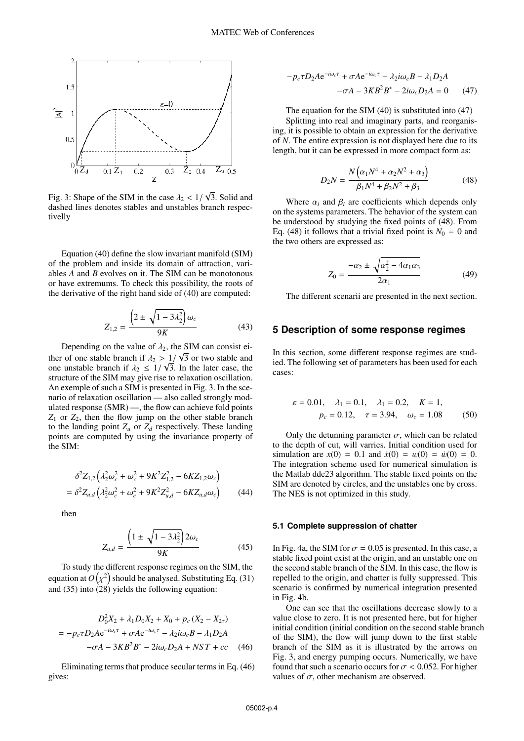Fig. 3: Shape of the SIM in the case $\lambda_2 < 1/\sqrt{3}$. Solid and dashed lines denotes stables and unstables branch respectivelly

Equation (40) define the slow invariant manifold (SIM) of the problem and inside its domain of attraction, variables $A$ and $B$ evolves on it. The SIM can be monotonous or have extremums. To check this possibility, the roots of the derivative of the right hand side of (40) are computed:

$$Z_{1,2} = \frac{\left(2 \pm \sqrt{1 - 3\lambda_2^2}\right)\omega_c}{9K} \tag{43}$$

Depending on the value of $\lambda_2$, the SIM can consist either of one stable branch if $\lambda_2 > 1/\sqrt{3}$ or two stable and one unstable branch if $\lambda_2 \leq 1/\sqrt{3}$. In the later case, the structure of the SIM may give rise to relaxation oscillation. An exemple of such a SIM is presented in Fig. 3. In the scenario of relaxation oscillation — also called strongly modulated response (SMR) —, the flow can achieve fold points $Z_1$ or $Z_2$, then the flow jump on the other stable branch to the landing point $Z_u$ or $Z_d$ respectively. These landing points are computed by using the invariance property of the SIM:

$$\begin{aligned} &\delta^2 Z_{1,2}\left(\lambda_2^2\omega_c^2 + \omega_c^2 + 9K^2Z_{1,2}^2 - 6KZ_{1,2}\omega_c\right) \\ &= \delta^2 Z_{u,d}\left(\lambda_2^2\omega_c^2 + \omega_c^2 + 9K^2Z_{u,d}^2 - 6KZ_{u,d}\omega_c\right) \end{aligned} \tag{44}$$

then

$$Z_{u,d} = \frac{\left(1 \pm \sqrt{1 - 3\lambda_2^2}\right)2\omega_c}{9K} \tag{45}$$

To study the different response regimes on the SIM, the equation at $O\left(\chi^2\right)$ should be analysed. Substituting Eq. (31) and (35) into (28) yields the following equation:

$$\begin{aligned} &D_0^2X_2 + \lambda_1 D_0 X_2 + X_0 + p_c\left(X_2 - X_{2\tau}\right) \\ &= -p_c\tau D_2 A e^{-i\omega_c\tau} + \sigma A e^{-i\omega_c\tau} - \lambda_2 i\omega_c B - \lambda_1 D_2 A \\ &\quad -\sigma A - 3KB^2B^* - 2i\omega_c D_2 A + NST + cc \end{aligned} \tag{46}$$

Eliminating terms that produce secular terms in Eq. (46) gives:

$$\begin{aligned} &-p_c\tau D_2 A e^{-i\omega_c\tau} + \sigma A e^{-i\omega_c\tau} - \lambda_2 i\omega_c B - \lambda_1 D_2 A \\ &\quad -\sigma A - 3KB^2B^* - 2i\omega_c D_2 A = 0 \end{aligned} \tag{47}$$

The equation for the SIM (40) is substituted into (47)

Splitting into real and imaginary parts, and reorganising, it is possible to obtain an expression for the derivative of $N$. The entire expression is not displayed here due to its length, but it can be expressed in more compact form as:

$$D_2 N = \frac{N\left(\alpha_1 N^4 + \alpha_2 N^2 + \alpha_3\right)}{\beta_1 N^4 + \beta_2 N^2 + \beta_3} \tag{48}$$

Where $\alpha_i$ and $\beta_i$ are coefficients which depends only on the systems parameters. The behavior of the system can be understood by studying the fixed points of (48). From Eq. (48) it follows that a trivial fixed point is $N_0 = 0$ and the two others are expressed as:

$$Z_0 = \frac{-\alpha_2 \pm \sqrt{\alpha_2^2 - 4\alpha_1\alpha_3}}{2\alpha_1} \tag{49}$$

The different scenarii are presented in the next section.

## 5 Description of some response regimes

In this section, some different response regimes are studied. The following set of parameters has been used for each cases:

$$\begin{aligned} \varepsilon = 0.01, \quad \lambda_1 = 0.1, \quad \lambda_1 = 0.2, \quad K = 1, \\ p_c = 0.12, \quad \tau = 3.94, \quad \omega_c = 1.08 \end{aligned} \tag{50}$$

Only the detunning parameter $\sigma$, which can be related to the depth of cut, will varries. Initial condition used for simulation are $x(0) = 0.1$ and $\dot{x}(0) = w(0) = \dot{w}(0) = 0$. The integration scheme used for numerical simulation is the Matlab dde23 algorithm. The stable fixed points on the SIM are denoted by circles, and the unstables one by cross. The NES is not optimized in this study.

### 5.1 Complete suppression of chatter

In Fig. 4a, the SIM for $\sigma = 0.05$ is presented. In this case, a stable fixed point exist at the origin, and an unstable one on the second stable branch of the SIM. In this case, the flow is repelled to the origin, and chatter is fully suppressed. This scenario is confirmed by numerical integration presented in Fig. 4b.

One can see that the oscillations decrease slowly to a value close to zero. It is not presented here, but for higher initial condition (initial condition on the second stable branch of the SIM), the flow will jump down to the first stable branch of the SIM as it is illustrated by the arrows on Fig. 3, and energy pumping occurs. Numerically, we have found that such a scenario occurs for $\sigma < 0.052$. For higher values of $\sigma$, other mechanism are observed.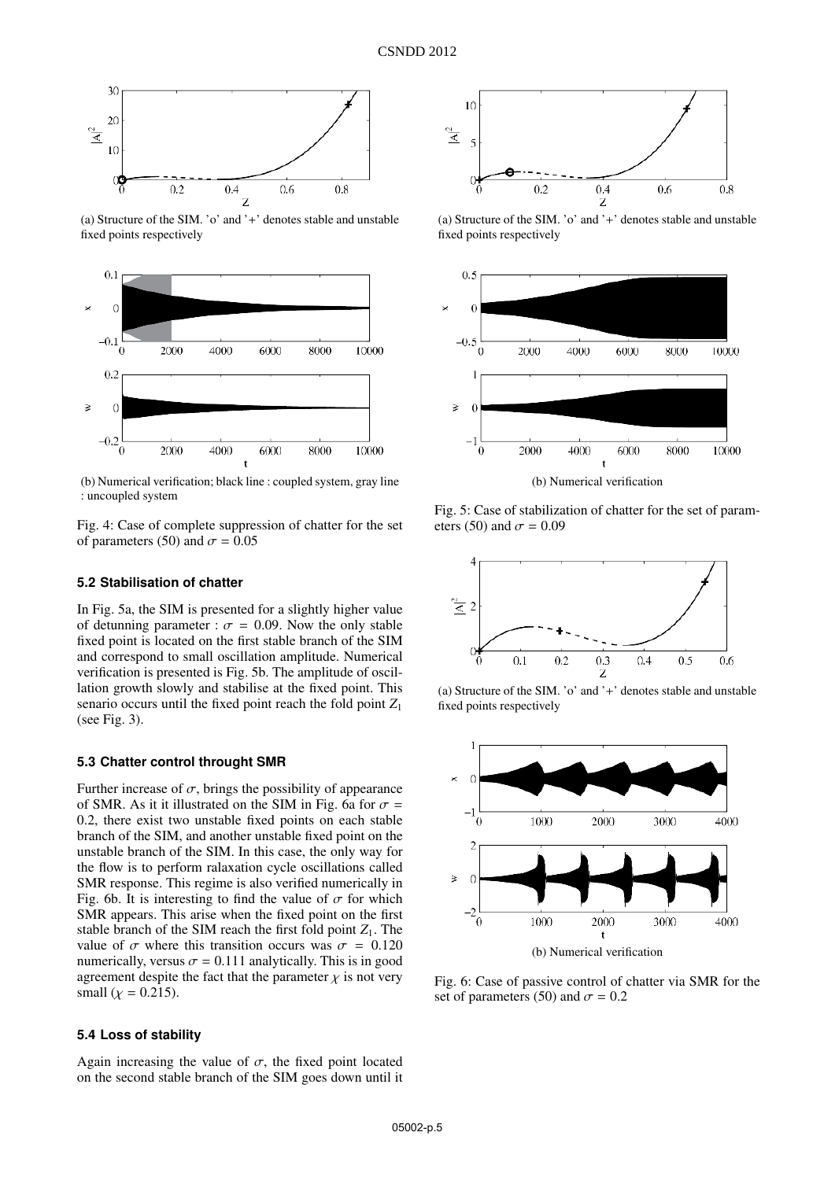(a) Structure of the SIM. 'o' and '+' denotes stable and unstable fixed points respectively

(b) Numerical verification; black line : coupled system, gray line : uncoupled system

Fig. 4: Case of complete suppression of chatter for the set of parameters (50) and $\sigma = 0.05$

### 5.2 Stabilisation of chatter

In Fig. 5a, the SIM is presented for a slightly higher value of detunning parameter : $\sigma = 0.09$. Now the only stable fixed point is located on the first stable branch of the SIM and correspond to small oscillation amplitude. Numerical verification is presented is Fig. 5b. The amplitude of oscillation growth slowly and stabilise at the fixed point. This senario occurs until the fixed point reach the fold point $Z_1$ (see Fig. 3).

### 5.3 Chatter control throught SMR

Further increase of $\sigma$, brings the possibility of appearance of SMR. As it it illustrated on the SIM in Fig. 6a for $\sigma = 0.2$, there exist two unstable fixed points on each stable branch of the SIM, and another unstable fixed point on the unstable branch of the SIM. In this case, the only way for the flow is to perform ralaxation cycle oscillations called SMR response. This regime is also verified numerically in Fig. 6b. It is interesting to find the value of $\sigma$ for which SMR appears. This arise when the fixed point on the first stable branch of the SIM reach the first fold point $Z_1$. The value of $\sigma$ where this transition occurs was $\sigma = 0.120$ numerically, versus $\sigma = 0.111$ analytically. This is in good agreement despite the fact that the parameter $\chi$ is not very small ($\chi = 0.215$).

### 5.4 Loss of stability

Again increasing the value of $\sigma$, the fixed point located on the second stable branch of the SIM goes down until it

(a) Structure of the SIM. 'o' and '+' denotes stable and unstable fixed points respectively

(b) Numerical verification

Fig. 5: Case of stabilization of chatter for the set of parameters (50) and $\sigma = 0.09$

(a) Structure of the SIM. 'o' and '+' denotes stable and unstable fixed points respectively

(b) Numerical verification

Fig. 6: Case of passive control of chatter via SMR for the set of parameters (50) and $\sigma = 0.2$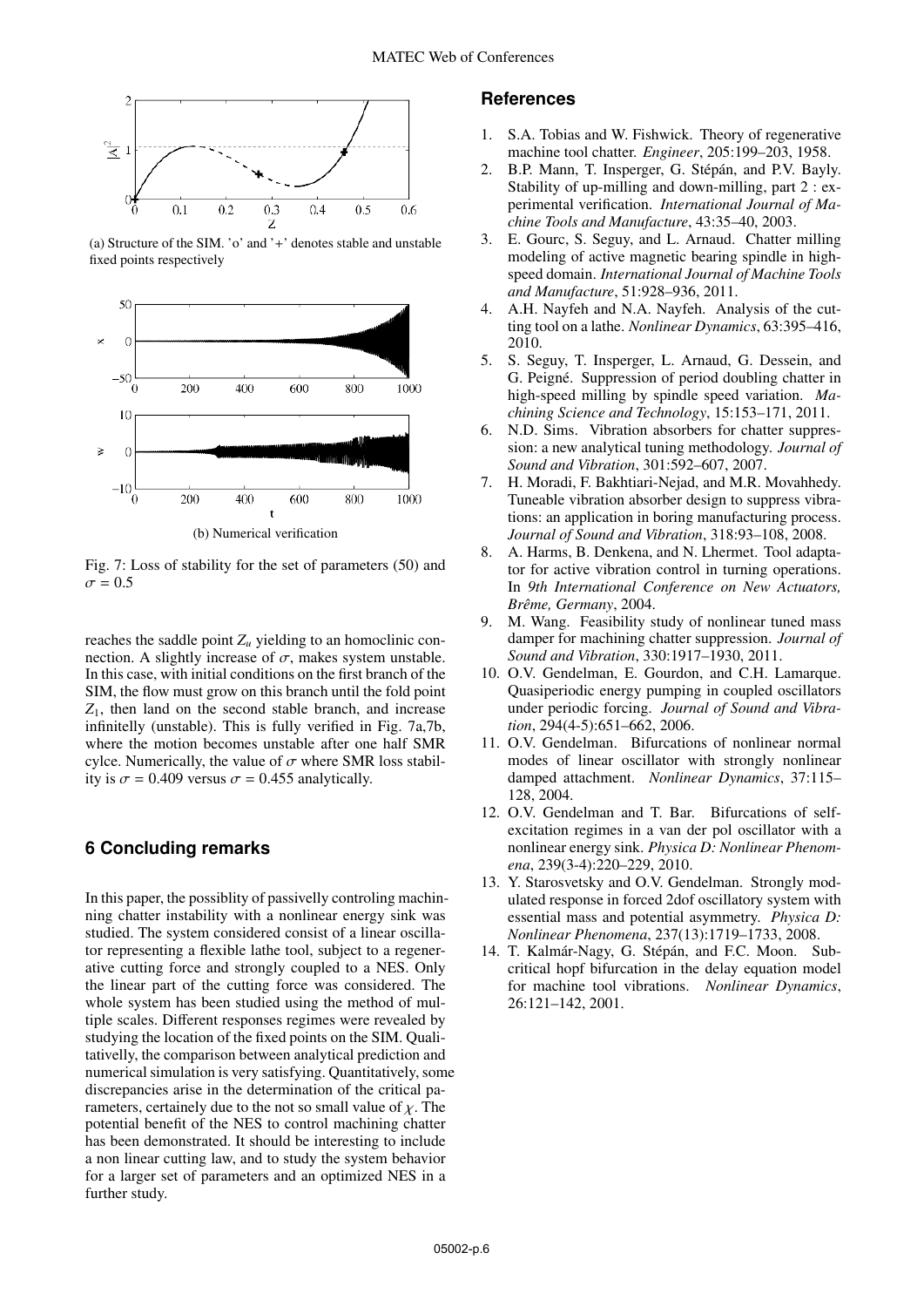2

$|A|^2$

1

0

0 0.1 0.2 0.3 0.4 0.5 0.6

Z

(a) Structure of the SIM. 'o' and '+' denotes stable and unstable fixed points respectively

50

x 0

−50

0 200 400 600 800 1000

10

w 0

−10

0 200 400 600 800 1000

t

(b) Numerical verification

Fig. 7: Loss of stability for the set of parameters (50) and $\sigma = 0.5$

reaches the saddle point $Z_u$ yielding to an homoclinic connection. A slightly increase of $\sigma$, makes system unstable. In this case, with initial conditions on the first branch of the SIM, the flow must grow on this branch until the fold point $Z_1$, then land on the second stable branch, and increase infinitely (unstable). This is fully verified in Fig. 7a,7b, where the motion becomes unstable after one half SMR cylce. Numerically, the value of $\sigma$ where SMR loss stability is $\sigma = 0.409$ versus $\sigma = 0.455$ analytically.

## 6 Concluding remarks

In this paper, the possiblity of passivelly controling machinning chatter instability with a nonlinear energy sink was studied. The system considered consist of a linear oscillator representing a flexible lathe tool, subject to a regenerative cutting force and strongly coupled to a NES. Only the linear part of the cutting force was considered. The whole system has been studied using the method of multiple scales. Different responses regimes were revealed by studying the location of the fixed points on the SIM. Qualitativelly, the comparison between analytical prediction and numerical simulation is very satisfying. Quantitatively, some discrepancies arise in the determination of the critical parameters, certainely due to the not so small value of $\chi$. The potential benefit of the NES to control machining chatter has been demonstrated. It should be interesting to include a non linear cutting law, and to study the system behavior for a larger set of parameters and an optimized NES in a further study.

## References

1. S.A. Tobias and W. Fishwick. Theory of regenerative machine tool chatter. *Engineer*, 205:199–203, 1958.
2. B.P. Mann, T. Insperger, G. Stépán, and P.V. Bayly. Stability of up-milling and down-milling, part 2 : experimental verification. *International Journal of Machine Tools and Manufacture*, 43:35–40, 2003.
3. E. Gourc, S. Seguy, and L. Arnaud. Chatter milling modeling of active magnetic bearing spindle in high-speed domain. *International Journal of Machine Tools and Manufacture*, 51:928–936, 2011.
4. A.H. Nayfeh and N.A. Nayfeh. Analysis of the cutting tool on a lathe. *Nonlinear Dynamics*, 63:395–416, 2010.
5. S. Seguy, T. Insperger, L. Arnaud, G. Dessein, and G. Peigné. Suppression of period doubling chatter in high-speed milling by spindle speed variation. *Machining Science and Technology*, 15:153–171, 2011.
6. N.D. Sims. Vibration absorbers for chatter suppression: a new analytical tuning methodology. *Journal of Sound and Vibration*, 301:592–607, 2007.
7. H. Moradi, F. Bakhtiari-Nejad, and M.R. Movahhedy. Tuneable vibration absorber design to suppress vibrations: an application in boring manufacturing process. *Journal of Sound and Vibration*, 318:93–108, 2008.
8. A. Harms, B. Denkena, and N. Lhermet. Tool adaptator for active vibration control in turning operations. In *9th International Conference on New Actuators, Brême, Germany*, 2004.
9. M. Wang. Feasibility study of nonlinear tuned mass damper for machining chatter suppression. *Journal of Sound and Vibration*, 330:1917–1930, 2011.
10. O.V. Gendelman, E. Gourdon, and C.H. Lamarque. Quasiperiodic energy pumping in coupled oscillators under periodic forcing. *Journal of Sound and Vibration*, 294(4-5):651–662, 2006.
11. O.V. Gendelman. Bifurcations of nonlinear normal modes of linear oscillator with strongly nonlinear damped attachment. *Nonlinear Dynamics*, 37:115–128, 2004.
12. O.V. Gendelman and T. Bar. Bifurcations of self-excitation regimes in a van der pol oscillator with a nonlinear energy sink. *Physica D: Nonlinear Phenomena*, 239(3-4):220–229, 2010.
13. Y. Starosvetsky and O.V. Gendelman. Strongly modulated response in forced 2dof oscillatory system with essential mass and potential asymmetry. *Physica D: Nonlinear Phenomena*, 237(13):1719–1733, 2008.
14. T. Kalmár-Nagy, G. Stépán, and F.C. Moon. Subcritical hopf bifurcation in the delay equation model for machine tool vibrations. *Nonlinear Dynamics*, 26:121–142, 2001.